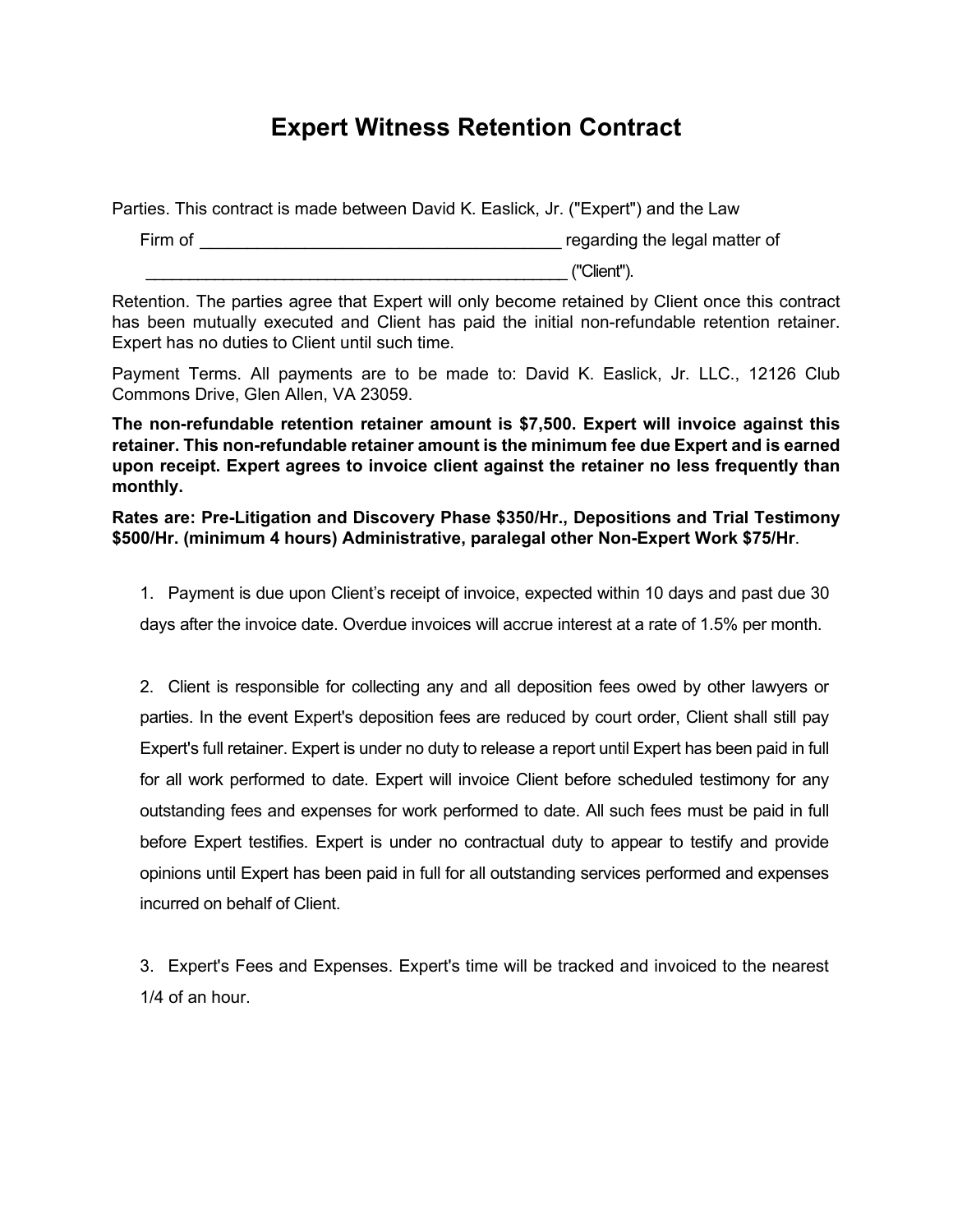# Expert Witness Retention Contract

Parties. This contract is made between David K. Easlick, Jr. ("Expert") and the Law Firm of _______________________________________ regarding the legal matter of _____________________________________________ ("Client").

Retention. The parties agree that Expert will only become retained by Client once this contract has been mutually executed and Client has paid the initial non-refundable retention retainer. Expert has no duties to Client until such time.

Payment Terms. All payments are to be made to: David K. Easlick, Jr. LLC., 12126 Club Commons Drive, Glen Allen, VA 23059.

**The non-refundable retention retainer amount is $7,500. Expert will invoice against this retainer. This non-refundable retainer amount is the minimum fee due Expert and is earned upon receipt. Expert agrees to invoice client against the retainer no less frequently than monthly.**

**Rates are: Pre-Litigation and Discovery Phase $350/Hr., Depositions and Trial Testimony $500/Hr. (minimum 4 hours) Administrative, paralegal other Non-Expert Work $75/Hr**.

1. Payment is due upon Client's receipt of invoice, expected within 10 days and past due 30 days after the invoice date. Overdue invoices will accrue interest at a rate of 1.5% per month.

2. Client is responsible for collecting any and all deposition fees owed by other lawyers or parties. In the event Expert's deposition fees are reduced by court order, Client shall still pay Expert's full retainer. Expert is under no duty to release a report until Expert has been paid in full for all work performed to date. Expert will invoice Client before scheduled testimony for any outstanding fees and expenses for work performed to date. All such fees must be paid in full before Expert testifies. Expert is under no contractual duty to appear to testify and provide opinions until Expert has been paid in full for all outstanding services performed and expenses incurred on behalf of Client.

3. Expert's Fees and Expenses. Expert's time will be tracked and invoiced to the nearest 1/4 of an hour.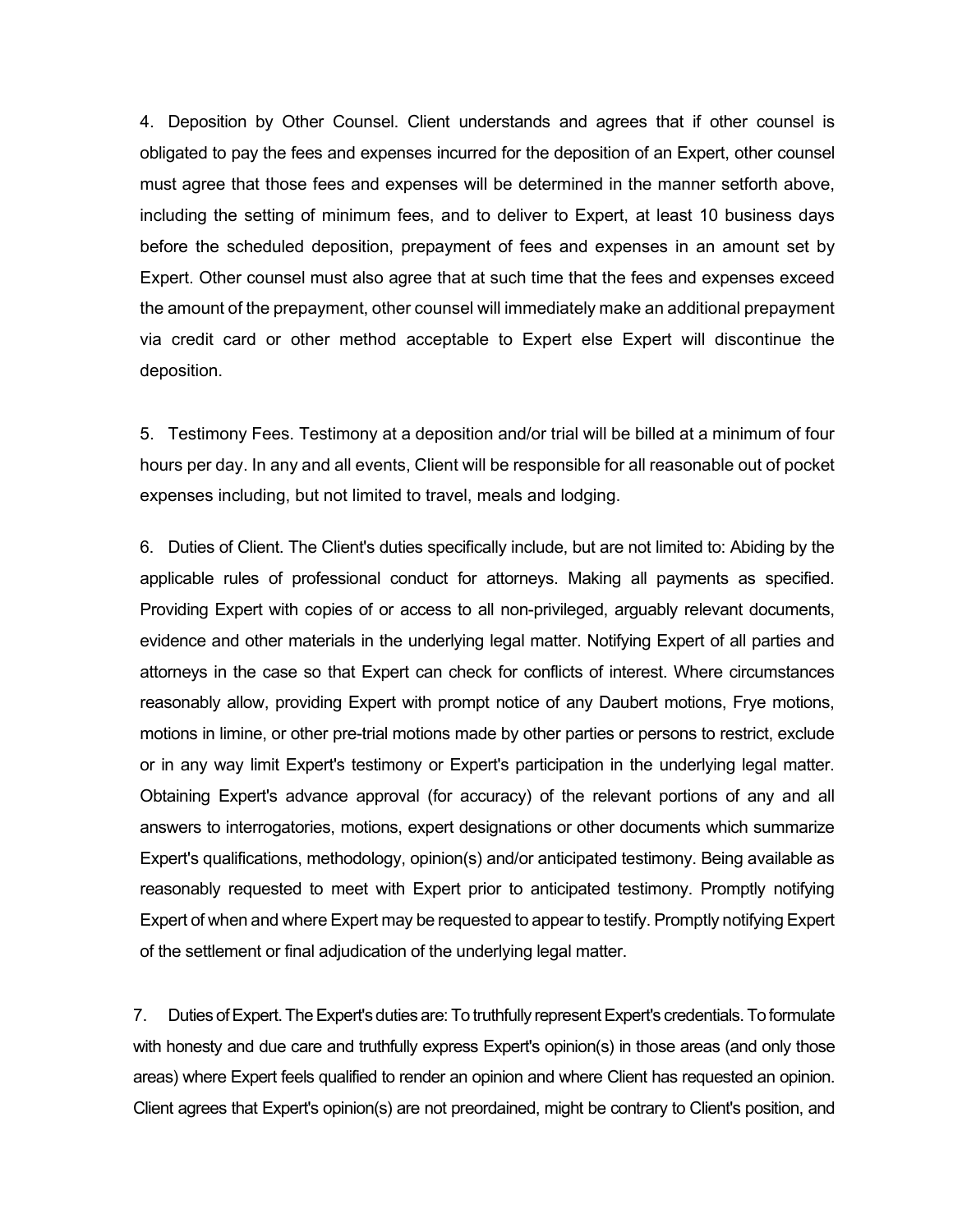4. Deposition by Other Counsel. Client understands and agrees that if other counsel is obligated to pay the fees and expenses incurred for the deposition of an Expert, other counsel must agree that those fees and expenses will be determined in the manner setforth above, including the setting of minimum fees, and to deliver to Expert, at least 10 business days before the scheduled deposition, prepayment of fees and expenses in an amount set by Expert. Other counsel must also agree that at such time that the fees and expenses exceed the amount of the prepayment, other counsel will immediately make an additional prepayment via credit card or other method acceptable to Expert else Expert will discontinue the deposition.

5. Testimony Fees. Testimony at a deposition and/or trial will be billed at a minimum of four hours per day. In any and all events, Client will be responsible for all reasonable out of pocket expenses including, but not limited to travel, meals and lodging.

6. Duties of Client. The Client's duties specifically include, but are not limited to: Abiding by the applicable rules of professional conduct for attorneys. Making all payments as specified. Providing Expert with copies of or access to all non-privileged, arguably relevant documents, evidence and other materials in the underlying legal matter. Notifying Expert of all parties and attorneys in the case so that Expert can check for conflicts of interest. Where circumstances reasonably allow, providing Expert with prompt notice of any Daubert motions, Frye motions, motions in limine, or other pre-trial motions made by other parties or persons to restrict, exclude or in any way limit Expert's testimony or Expert's participation in the underlying legal matter. Obtaining Expert's advance approval (for accuracy) of the relevant portions of any and all answers to interrogatories, motions, expert designations or other documents which summarize Expert's qualifications, methodology, opinion(s) and/or anticipated testimony. Being available as reasonably requested to meet with Expert prior to anticipated testimony. Promptly notifying Expert of when and where Expert may be requested to appear to testify. Promptly notifying Expert of the settlement or final adjudication of the underlying legal matter.

7. Duties of Expert. The Expert's duties are: To truthfully represent Expert's credentials. To formulate with honesty and due care and truthfully express Expert's opinion(s) in those areas (and only those areas) where Expert feels qualified to render an opinion and where Client has requested an opinion. Client agrees that Expert's opinion(s) are not preordained, might be contrary to Client's position, and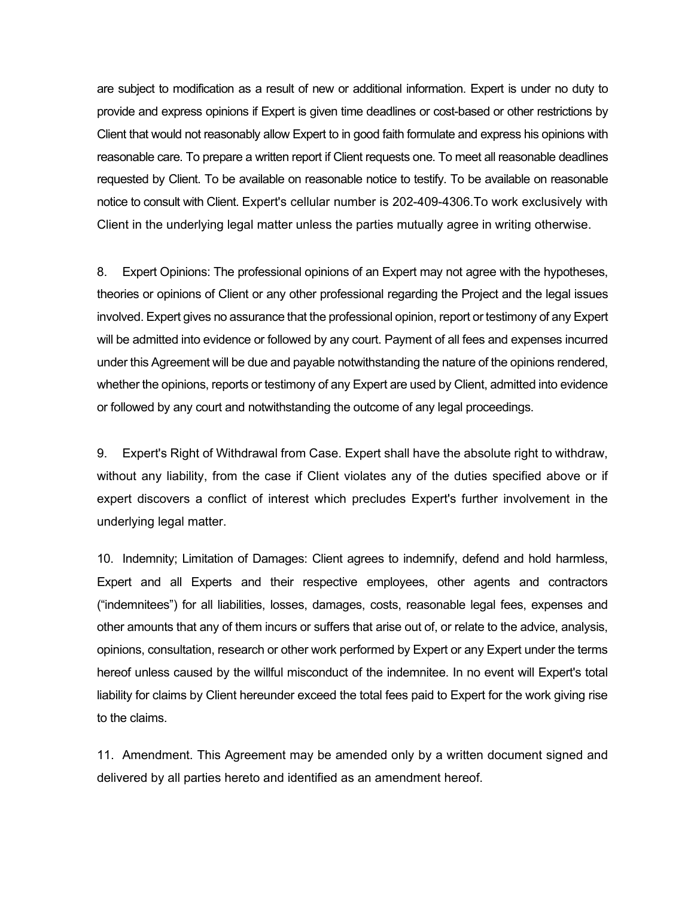are subject to modification as a result of new or additional information. Expert is under no duty to provide and express opinions if Expert is given time deadlines or cost-based or other restrictions by Client that would not reasonably allow Expert to in good faith formulate and express his opinions with reasonable care. To prepare a written report if Client requests one. To meet all reasonable deadlines requested by Client. To be available on reasonable notice to testify. To be available on reasonable notice to consult with Client. Expert's cellular number is 202-409-4306.To work exclusively with Client in the underlying legal matter unless the parties mutually agree in writing otherwise.

8. Expert Opinions: The professional opinions of an Expert may not agree with the hypotheses, theories or opinions of Client or any other professional regarding the Project and the legal issues involved. Expert gives no assurance that the professional opinion, report or testimony of any Expert will be admitted into evidence or followed by any court. Payment of all fees and expenses incurred under this Agreement will be due and payable notwithstanding the nature of the opinions rendered, whether the opinions, reports or testimony of any Expert are used by Client, admitted into evidence or followed by any court and notwithstanding the outcome of any legal proceedings.

9. Expert's Right of Withdrawal from Case. Expert shall have the absolute right to withdraw, without any liability, from the case if Client violates any of the duties specified above or if expert discovers a conflict of interest which precludes Expert's further involvement in the underlying legal matter.

10. Indemnity; Limitation of Damages: Client agrees to indemnify, defend and hold harmless, Expert and all Experts and their respective employees, other agents and contractors ("indemnitees") for all liabilities, losses, damages, costs, reasonable legal fees, expenses and other amounts that any of them incurs or suffers that arise out of, or relate to the advice, analysis, opinions, consultation, research or other work performed by Expert or any Expert under the terms hereof unless caused by the willful misconduct of the indemnitee. In no event will Expert's total liability for claims by Client hereunder exceed the total fees paid to Expert for the work giving rise to the claims.

11. Amendment. This Agreement may be amended only by a written document signed and delivered by all parties hereto and identified as an amendment hereof.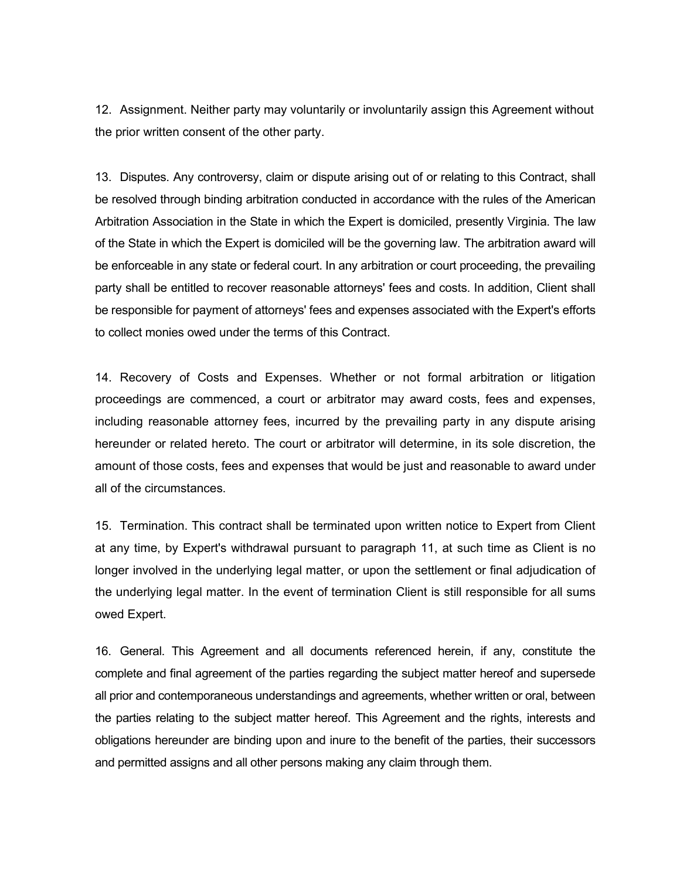12. Assignment. Neither party may voluntarily or involuntarily assign this Agreement without the prior written consent of the other party.

13. Disputes. Any controversy, claim or dispute arising out of or relating to this Contract, shall be resolved through binding arbitration conducted in accordance with the rules of the American Arbitration Association in the State in which the Expert is domiciled, presently Virginia. The law of the State in which the Expert is domiciled will be the governing law. The arbitration award will be enforceable in any state or federal court. In any arbitration or court proceeding, the prevailing party shall be entitled to recover reasonable attorneys' fees and costs. In addition, Client shall be responsible for payment of attorneys' fees and expenses associated with the Expert's efforts to collect monies owed under the terms of this Contract.

14. Recovery of Costs and Expenses. Whether or not formal arbitration or litigation proceedings are commenced, a court or arbitrator may award costs, fees and expenses, including reasonable attorney fees, incurred by the prevailing party in any dispute arising hereunder or related hereto. The court or arbitrator will determine, in its sole discretion, the amount of those costs, fees and expenses that would be just and reasonable to award under all of the circumstances.

15. Termination. This contract shall be terminated upon written notice to Expert from Client at any time, by Expert's withdrawal pursuant to paragraph 11, at such time as Client is no longer involved in the underlying legal matter, or upon the settlement or final adjudication of the underlying legal matter. In the event of termination Client is still responsible for all sums owed Expert.

16. General. This Agreement and all documents referenced herein, if any, constitute the complete and final agreement of the parties regarding the subject matter hereof and supersede all prior and contemporaneous understandings and agreements, whether written or oral, between the parties relating to the subject matter hereof. This Agreement and the rights, interests and obligations hereunder are binding upon and inure to the benefit of the parties, their successors and permitted assigns and all other persons making any claim through them.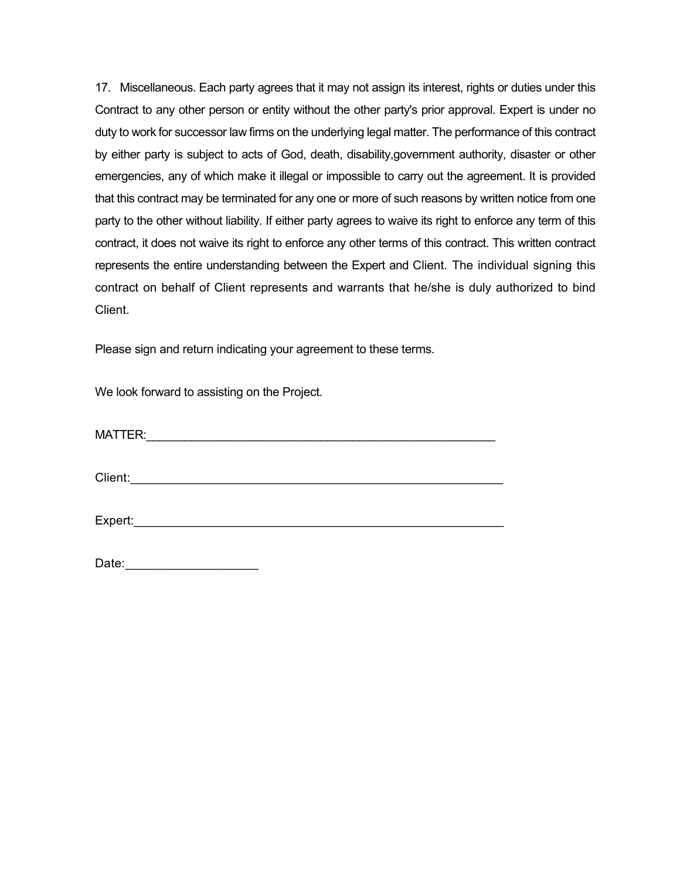17. Miscellaneous. Each party agrees that it may not assign its interest, rights or duties under this Contract to any other person or entity without the other party's prior approval. Expert is under no duty to work for successor law firms on the underlying legal matter. The performance of this contract by either party is subject to acts of God, death, disability,government authority, disaster or other emergencies, any of which make it illegal or impossible to carry out the agreement. It is provided that this contract may be terminated for any one or more of such reasons by written notice from one party to the other without liability. If either party agrees to waive its right to enforce any term of this contract, it does not waive its right to enforce any other terms of this contract. This written contract represents the entire understanding between the Expert and Client. The individual signing this contract on behalf of Client represents and warrants that he/she is duly authorized to bind Client.

Please sign and return indicating your agreement to these terms.

We look forward to assisting on the Project.

MATTER:_______________________________________________________

Client:__________________________________________________________

Expert:_________________________________________________________

Date:____________________